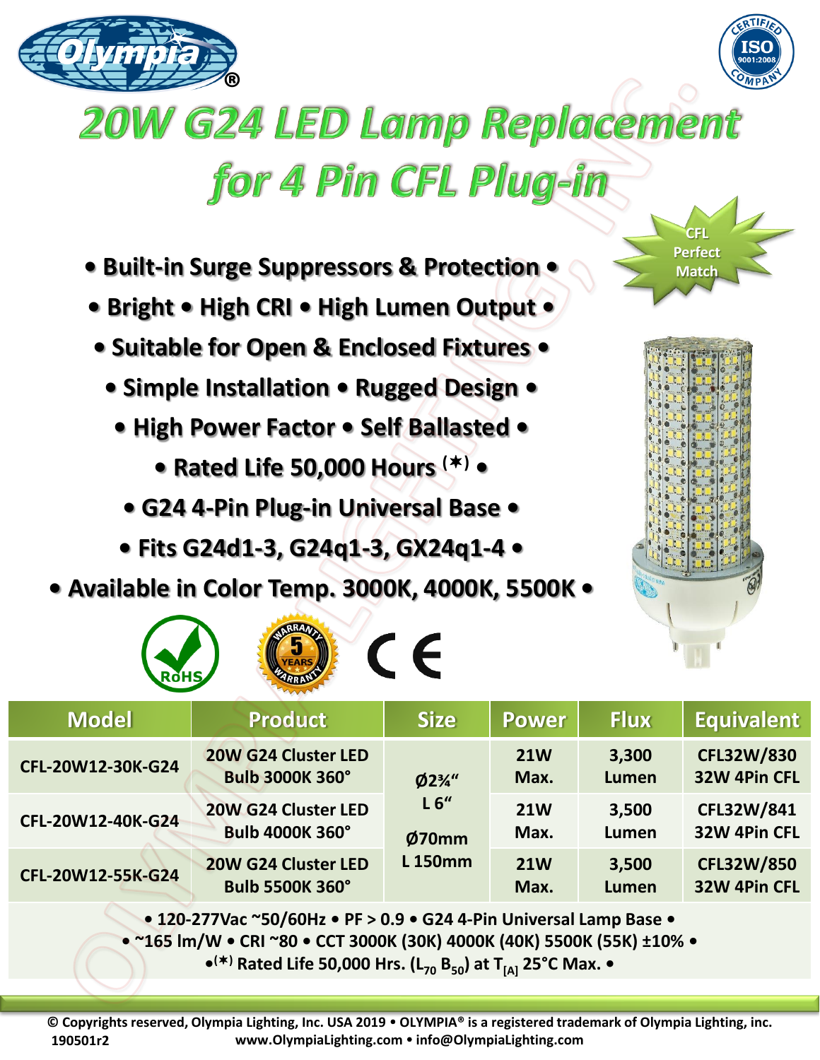# 20W G24 LED Lamp Replacement for 4 Pin CFL Plug-in

CFL Perfect Match

- • Built-in Surge Suppressors & Protection •
- • Bright • High CRI • High Lumen Output •
- • Suitable for Open & Enclosed Fixtures •
- • Simple Installation • Rugged Design •
- • High Power Factor • Self Ballasted •
- • Rated Life 50,000 Hours (*) •
- • G24 4-Pin Plug-in Universal Base •
- • Fits G24d1-3, G24q1-3, GX24q1-4 •
- • Available in Color Temp. 3000K, 4000K, 5500K •

RoHS | 5 YEARS WARRANTY | CE

| Model | Product | Size | Power | Flux | Equivalent |
|---|---|---|---|---|---|
| CFL-20W12-30K-G24 | 20W G24 Cluster LED Bulb 3000K 360° | Ø2¾" L 6" Ø70mm L 150mm | 21W Max. | 3,300 Lumen | CFL32W/830 32W 4Pin CFL |
| CFL-20W12-40K-G24 | 20W G24 Cluster LED Bulb 4000K 360° | | 21W Max. | 3,500 Lumen | CFL32W/841 32W 4Pin CFL |
| CFL-20W12-55K-G24 | 20W G24 Cluster LED Bulb 5500K 360° | | 21W Max. | 3,500 Lumen | CFL32W/850 32W 4Pin CFL |

• 120-277Vac ~50/60Hz • PF > 0.9 • G24 4-Pin Universal Lamp Base •
• ~165 lm/W • CRI ~80 • CCT 3000K (30K) 4000K (40K) 5500K (55K) ±10% •
•(*) Rated Life 50,000 Hrs. ($L_{70}$ $B_{50}$) at $T_{[A]}$ 25°C Max. •

© Copyrights reserved, Olympia Lighting, Inc. USA 2019 • OLYMPIA® is a registered trademark of Olympia Lighting, inc.
190501r2 www.OlympiaLighting.com • info@OlympiaLighting.com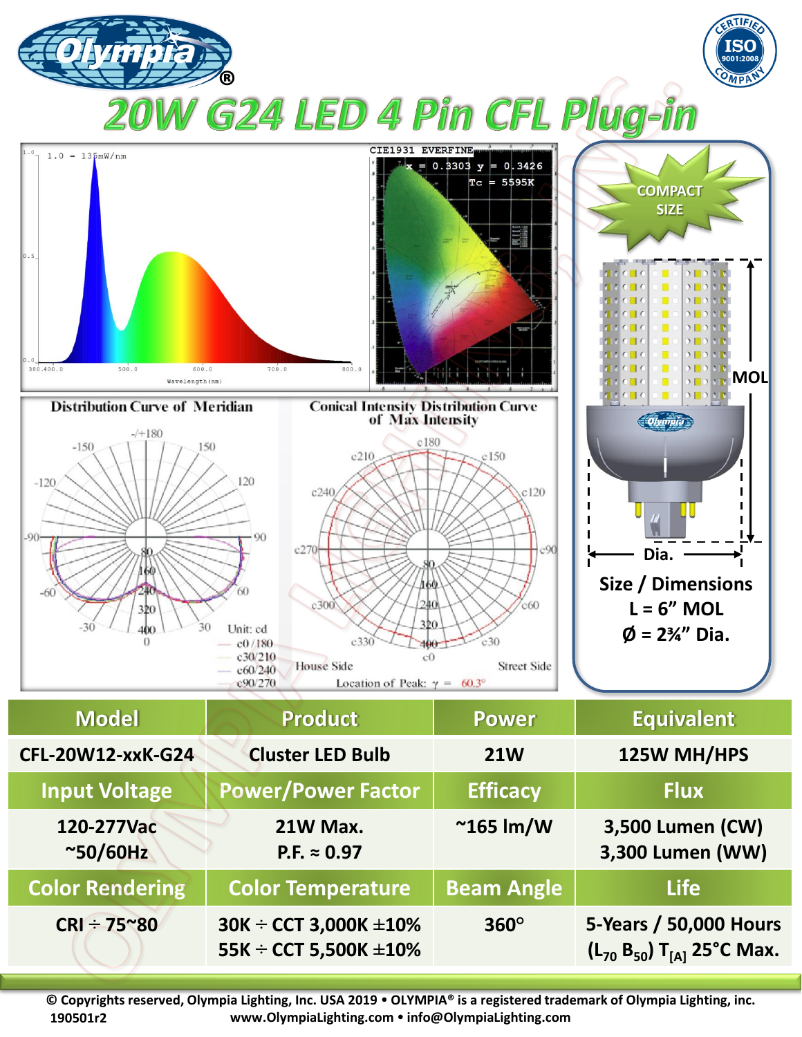# 20W G24 LED 4 Pin CFL Plug-in

1.0 = 135mW/nm

380.400.0 500.0 600.0 700.0 800.0

Wavelength(nm)

CIE1931 EVERFINE

x = 0.3303 y = 0.3426

Tc = 5595K

Distribution Curve of Meridian

Unit: cd

c0/180

c30/210

c60/240

c90/270

Conical Intensity Distribution Curve of Max Intensity

House Side

Street Side

Location of Peak: γ = 60.3°

COMPACT SIZE

MOL

Dia.

**Size / Dimensions**

**L = 6" MOL**

**Ø = 2¾" Dia.**

| Model | Product | Power | Equivalent |
|---|---|---|---|
| CFL-20W12-xxK-G24 | Cluster LED Bulb | 21W | 125W MH/HPS |
| **Input Voltage** | **Power/Power Factor** | **Efficacy** | **Flux** |
| 120-277Vac ~50/60Hz | 21W Max. P.F. ≈ 0.97 | ~165 lm/W | 3,500 Lumen (CW) 3,300 Lumen (WW) |
| **Color Rendering** | **Color Temperature** | **Beam Angle** | **Life** |
| CRI ÷ 75~80 | 30K ÷ CCT 3,000K ±10% 55K ÷ CCT 5,500K ±10% | 360° | 5-Years / 50,000 Hours ($L_{70}$ $B_{50}$) $T_{[A]}$ 25°C Max. |

© Copyrights reserved, Olympia Lighting, Inc. USA 2019 • OLYMPIA® is a registered trademark of Olympia Lighting, inc.
190501r2 www.OlympiaLighting.com • info@OlympiaLighting.com